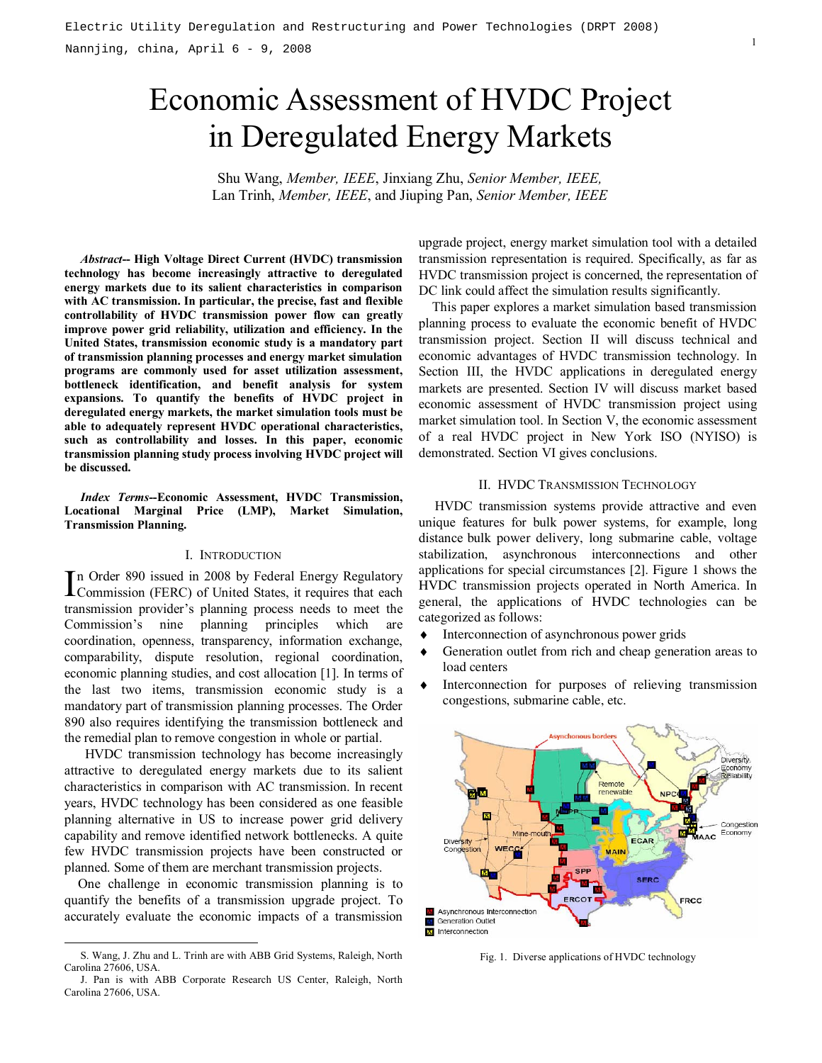# Economic Assessment of HVDC Project in Deregulated Energy Markets

Shu Wang, *Member, IEEE*, Jinxiang Zhu, *Senior Member, IEEE,* Lan Trinh, *Member, IEEE*, and Jiuping Pan, *Senior Member, IEEE*

***Abstract*-- High Voltage Direct Current (HVDC) transmission technology has become increasingly attractive to deregulated energy markets due to its salient characteristics in comparison with AC transmission. In particular, the precise, fast and flexible controllability of HVDC transmission power flow can greatly improve power grid reliability, utilization and efficiency. In the United States, transmission economic study is a mandatory part of transmission planning processes and energy market simulation programs are commonly used for asset utilization assessment, bottleneck identification, and benefit analysis for system expansions. To quantify the benefits of HVDC project in deregulated energy markets, the market simulation tools must be able to adequately represent HVDC operational characteristics, such as controllability and losses. In this paper, economic transmission planning study process involving HVDC project will be discussed.**

***Index Terms*--Economic Assessment, HVDC Transmission, Locational Marginal Price (LMP), Market Simulation, Transmission Planning.**

## I. Introduction

In Order 890 issued in 2008 by Federal Energy Regulatory Commission (FERC) of United States, it requires that each transmission provider's planning process needs to meet the Commission's nine planning principles which are coordination, openness, transparency, information exchange, comparability, dispute resolution, regional coordination, economic planning studies, and cost allocation [1]. In terms of the last two items, transmission economic study is a mandatory part of transmission planning processes. The Order 890 also requires identifying the transmission bottleneck and the remedial plan to remove congestion in whole or partial.

HVDC transmission technology has become increasingly attractive to deregulated energy markets due to its salient characteristics in comparison with AC transmission. In recent years, HVDC technology has been considered as one feasible planning alternative in US to increase power grid delivery capability and remove identified network bottlenecks. A quite few HVDC transmission projects have been constructed or planned. Some of them are merchant transmission projects.

One challenge in economic transmission planning is to quantify the benefits of a transmission upgrade project. To accurately evaluate the economic impacts of a transmission upgrade project, energy market simulation tool with a detailed transmission representation is required. Specifically, as far as HVDC transmission project is concerned, the representation of DC link could affect the simulation results significantly.

This paper explores a market simulation based transmission planning process to evaluate the economic benefit of HVDC transmission project. Section II will discuss technical and economic advantages of HVDC transmission technology. In Section III, the HVDC applications in deregulated energy markets are presented. Section IV will discuss market based economic assessment of HVDC transmission project using market simulation tool. In Section V, the economic assessment of a real HVDC project in New York ISO (NYISO) is demonstrated. Section VI gives conclusions.

## II. HVDC Transmission Technology

HVDC transmission systems provide attractive and even unique features for bulk power systems, for example, long distance bulk power delivery, long submarine cable, voltage stabilization, asynchronous interconnections and other applications for special circumstances [2]. Figure 1 shows the HVDC transmission projects operated in North America. In general, the applications of HVDC technologies can be categorized as follows:

- Interconnection of asynchronous power grids
- Generation outlet from rich and cheap generation areas to load centers
- Interconnection for purposes of relieving transmission congestions, submarine cable, etc.

Fig. 1. Diverse applications of HVDC technology

S. Wang, J. Zhu and L. Trinh are with ABB Grid Systems, Raleigh, North Carolina 27606, USA.

J. Pan is with ABB Corporate Research US Center, Raleigh, North Carolina 27606, USA.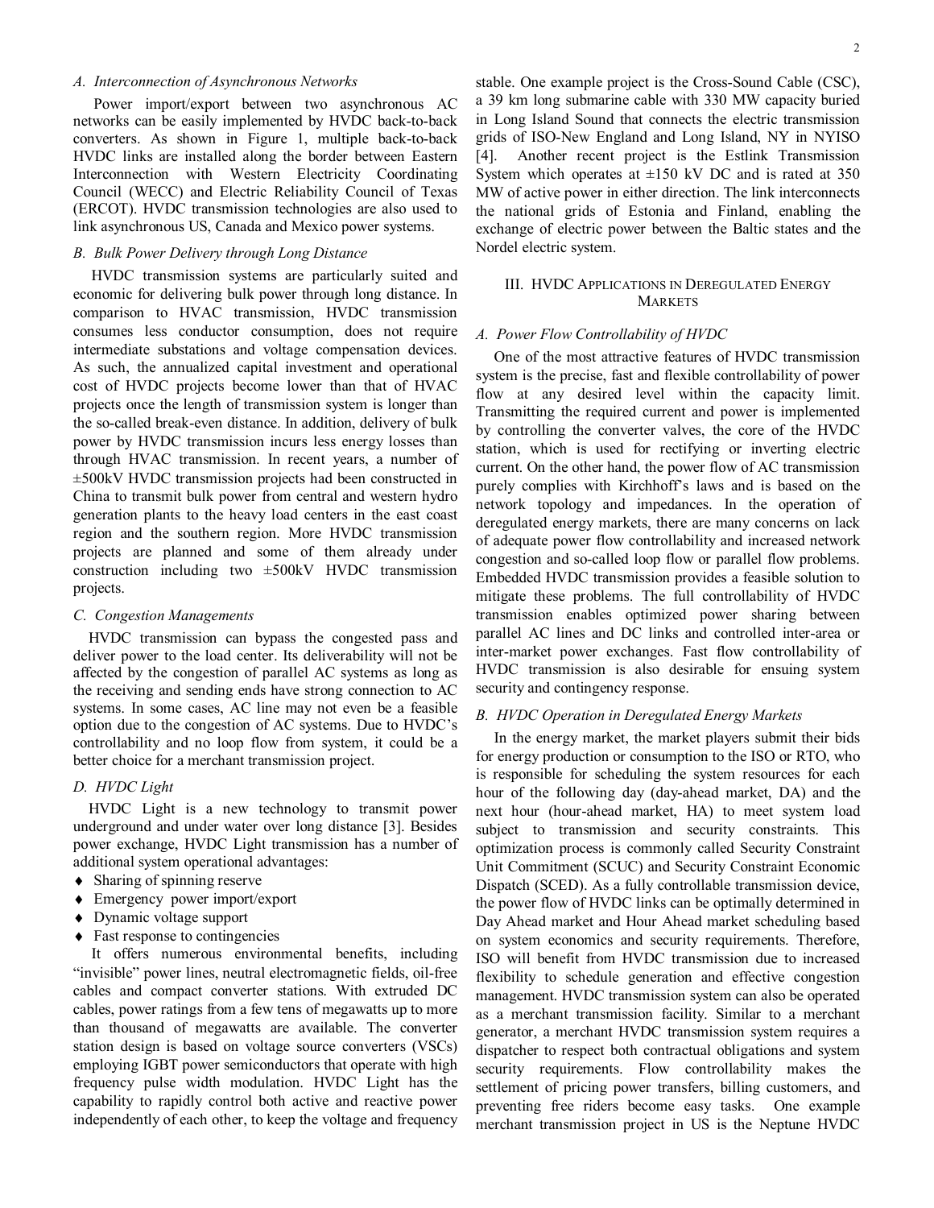### A. Interconnection of Asynchronous Networks

Power import/export between two asynchronous AC networks can be easily implemented by HVDC back-to-back converters. As shown in Figure 1, multiple back-to-back HVDC links are installed along the border between Eastern Interconnection with Western Electricity Coordinating Council (WECC) and Electric Reliability Council of Texas (ERCOT). HVDC transmission technologies are also used to link asynchronous US, Canada and Mexico power systems.

### B. Bulk Power Delivery through Long Distance

HVDC transmission systems are particularly suited and economic for delivering bulk power through long distance. In comparison to HVAC transmission, HVDC transmission consumes less conductor consumption, does not require intermediate substations and voltage compensation devices. As such, the annualized capital investment and operational cost of HVDC projects become lower than that of HVAC projects once the length of transmission system is longer than the so-called break-even distance. In addition, delivery of bulk power by HVDC transmission incurs less energy losses than through HVAC transmission. In recent years, a number of ±500kV HVDC transmission projects had been constructed in China to transmit bulk power from central and western hydro generation plants to the heavy load centers in the east coast region and the southern region. More HVDC transmission projects are planned and some of them already under construction including two ±500kV HVDC transmission projects.

### C. Congestion Managements

HVDC transmission can bypass the congested pass and deliver power to the load center. Its deliverability will not be affected by the congestion of parallel AC systems as long as the receiving and sending ends have strong connection to AC systems. In some cases, AC line may not even be a feasible option due to the congestion of AC systems. Due to HVDC's controllability and no loop flow from system, it could be a better choice for a merchant transmission project.

### D. HVDC Light

HVDC Light is a new technology to transmit power underground and under water over long distance [3]. Besides power exchange, HVDC Light transmission has a number of additional system operational advantages:

- Sharing of spinning reserve
- Emergency power import/export
- Dynamic voltage support
- Fast response to contingencies

It offers numerous environmental benefits, including "invisible" power lines, neutral electromagnetic fields, oil-free cables and compact converter stations. With extruded DC cables, power ratings from a few tens of megawatts up to more than thousand of megawatts are available. The converter station design is based on voltage source converters (VSCs) employing IGBT power semiconductors that operate with high frequency pulse width modulation. HVDC Light has the capability to rapidly control both active and reactive power independently of each other, to keep the voltage and frequency stable. One example project is the Cross-Sound Cable (CSC), a 39 km long submarine cable with 330 MW capacity buried in Long Island Sound that connects the electric transmission grids of ISO-New England and Long Island, NY in NYISO [4]. Another recent project is the Estlink Transmission System which operates at ±150 kV DC and is rated at 350 MW of active power in either direction. The link interconnects the national grids of Estonia and Finland, enabling the exchange of electric power between the Baltic states and the Nordel electric system.

## III. HVDC Applications in Deregulated Energy Markets

### A. Power Flow Controllability of HVDC

One of the most attractive features of HVDC transmission system is the precise, fast and flexible controllability of power flow at any desired level within the capacity limit. Transmitting the required current and power is implemented by controlling the converter valves, the core of the HVDC station, which is used for rectifying or inverting electric current. On the other hand, the power flow of AC transmission purely complies with Kirchhoff's laws and is based on the network topology and impedances. In the operation of deregulated energy markets, there are many concerns on lack of adequate power flow controllability and increased network congestion and so-called loop flow or parallel flow problems. Embedded HVDC transmission provides a feasible solution to mitigate these problems. The full controllability of HVDC transmission enables optimized power sharing between parallel AC lines and DC links and controlled inter-area or inter-market power exchanges. Fast flow controllability of HVDC transmission is also desirable for ensuing system security and contingency response.

### B. HVDC Operation in Deregulated Energy Markets

In the energy market, the market players submit their bids for energy production or consumption to the ISO or RTO, who is responsible for scheduling the system resources for each hour of the following day (day-ahead market, DA) and the next hour (hour-ahead market, HA) to meet system load subject to transmission and security constraints. This optimization process is commonly called Security Constraint Unit Commitment (SCUC) and Security Constraint Economic Dispatch (SCED). As a fully controllable transmission device, the power flow of HVDC links can be optimally determined in Day Ahead market and Hour Ahead market scheduling based on system economics and security requirements. Therefore, ISO will benefit from HVDC transmission due to increased flexibility to schedule generation and effective congestion management. HVDC transmission system can also be operated as a merchant transmission facility. Similar to a merchant generator, a merchant HVDC transmission system requires a dispatcher to respect both contractual obligations and system security requirements. Flow controllability makes the settlement of pricing power transfers, billing customers, and preventing free riders become easy tasks. One example merchant transmission project in US is the Neptune HVDC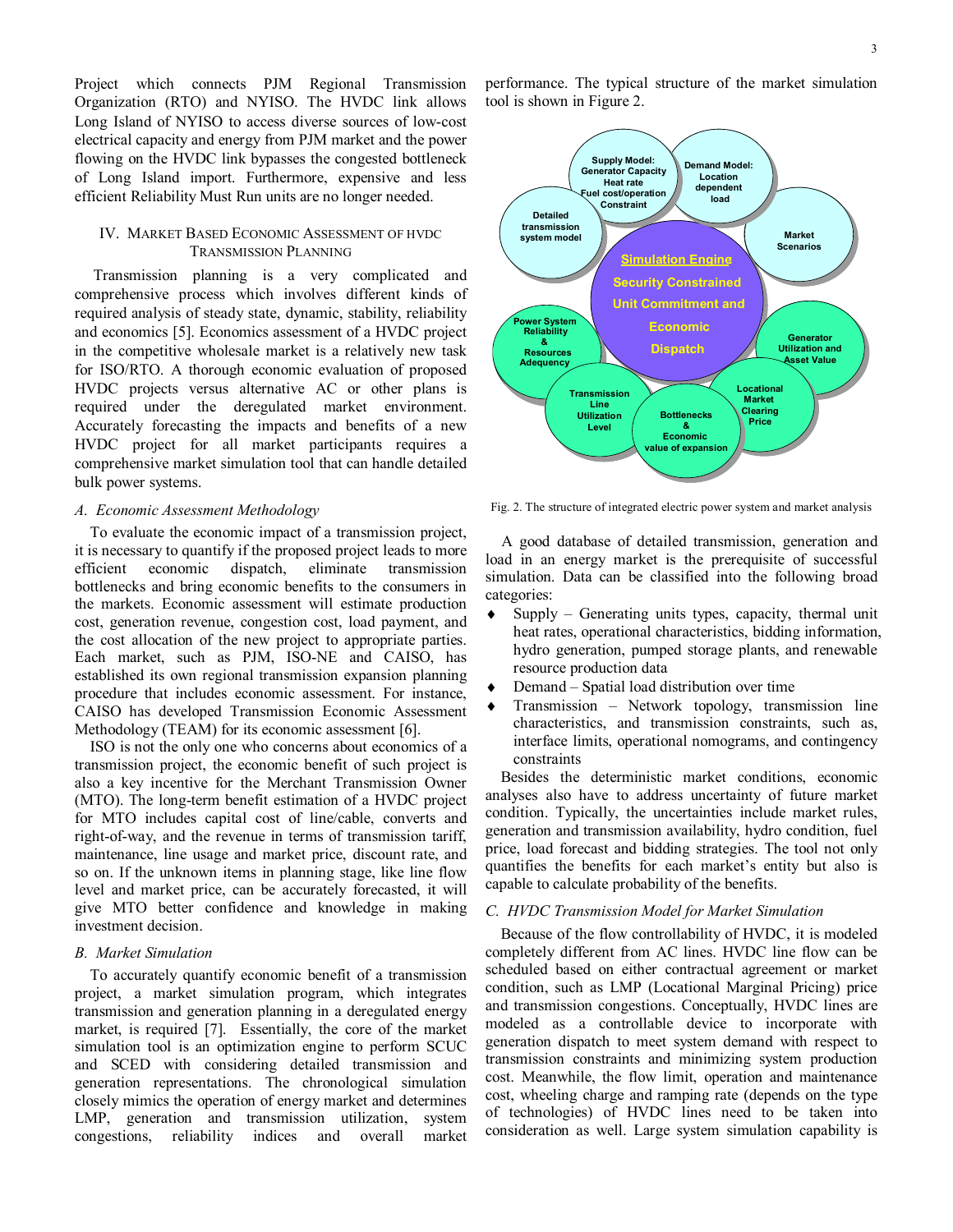Project which connects PJM Regional Transmission Organization (RTO) and NYISO. The HVDC link allows Long Island of NYISO to access diverse sources of low-cost electrical capacity and energy from PJM market and the power flowing on the HVDC link bypasses the congested bottleneck of Long Island import. Furthermore, expensive and less efficient Reliability Must Run units are no longer needed.

## IV. Market Based Economic Assessment of HVDC Transmission Planning

Transmission planning is a very complicated and comprehensive process which involves different kinds of required analysis of steady state, dynamic, stability, reliability and economics [5]. Economics assessment of a HVDC project in the competitive wholesale market is a relatively new task for ISO/RTO. A thorough economic evaluation of proposed HVDC projects versus alternative AC or other plans is required under the deregulated market environment. Accurately forecasting the impacts and benefits of a new HVDC project for all market participants requires a comprehensive market simulation tool that can handle detailed bulk power systems.

### *A. Economic Assessment Methodology*

To evaluate the economic impact of a transmission project, it is necessary to quantify if the proposed project leads to more efficient economic dispatch, eliminate transmission bottlenecks and bring economic benefits to the consumers in the markets. Economic assessment will estimate production cost, generation revenue, congestion cost, load payment, and the cost allocation of the new project to appropriate parties. Each market, such as PJM, ISO-NE and CAISO, has established its own regional transmission expansion planning procedure that includes economic assessment. For instance, CAISO has developed Transmission Economic Assessment Methodology (TEAM) for its economic assessment [6].

ISO is not the only one who concerns about economics of a transmission project, the economic benefit of such project is also a key incentive for the Merchant Transmission Owner (MTO). The long-term benefit estimation of a HVDC project for MTO includes capital cost of line/cable, converts and right-of-way, and the revenue in terms of transmission tariff, maintenance, line usage and market price, discount rate, and so on. If the unknown items in planning stage, like line flow level and market price, can be accurately forecasted, it will give MTO better confidence and knowledge in making investment decision.

### *B. Market Simulation*

To accurately quantify economic benefit of a transmission project, a market simulation program, which integrates transmission and generation planning in a deregulated energy market, is required [7]. Essentially, the core of the market simulation tool is an optimization engine to perform SCUC and SCED with considering detailed transmission and generation representations. The chronological simulation closely mimics the operation of energy market and determines LMP, generation and transmission utilization, system congestions, reliability indices and overall market performance. The typical structure of the market simulation tool is shown in Figure 2.

Fig. 2. The structure of integrated electric power system and market analysis

A good database of detailed transmission, generation and load in an energy market is the prerequisite of successful simulation. Data can be classified into the following broad categories:

- Supply – Generating units types, capacity, thermal unit heat rates, operational characteristics, bidding information, hydro generation, pumped storage plants, and renewable resource production data
- Demand – Spatial load distribution over time
- Transmission – Network topology, transmission line characteristics, and transmission constraints, such as, interface limits, operational nomograms, and contingency constraints

Besides the deterministic market conditions, economic analyses also have to address uncertainty of future market condition. Typically, the uncertainties include market rules, generation and transmission availability, hydro condition, fuel price, load forecast and bidding strategies. The tool not only quantifies the benefits for each market's entity but also is capable to calculate probability of the benefits.

### *C. HVDC Transmission Model for Market Simulation*

Because of the flow controllability of HVDC, it is modeled completely different from AC lines. HVDC line flow can be scheduled based on either contractual agreement or market condition, such as LMP (Locational Marginal Pricing) price and transmission congestions. Conceptually, HVDC lines are modeled as a controllable device to incorporate with generation dispatch to meet system demand with respect to transmission constraints and minimizing system production cost. Meanwhile, the flow limit, operation and maintenance cost, wheeling charge and ramping rate (depends on the type of technologies) of HVDC lines need to be taken into consideration as well. Large system simulation capability is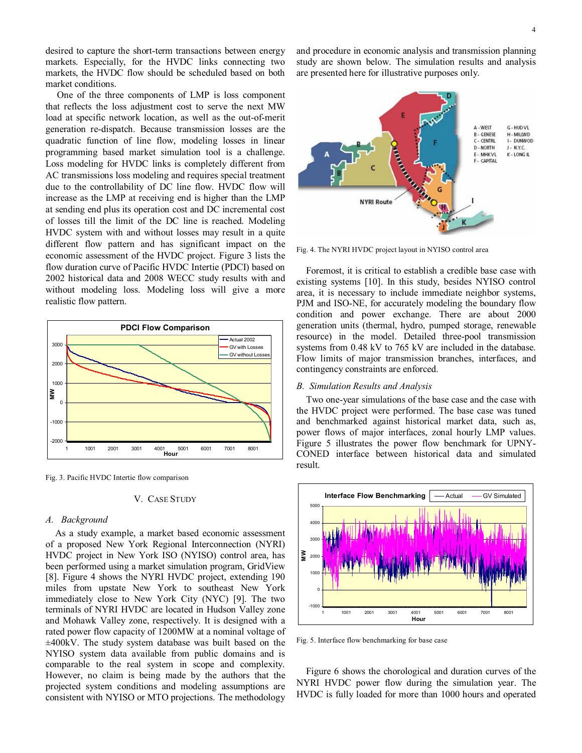desired to capture the short-term transactions between energy markets. Especially, for the HVDC links connecting two markets, the HVDC flow should be scheduled based on both market conditions.

One of the three components of LMP is loss component that reflects the loss adjustment cost to serve the next MW load at specific network location, as well as the out-of-merit generation re-dispatch. Because transmission losses are the quadratic function of line flow, modeling losses in linear programming based market simulation tool is a challenge. Loss modeling for HVDC links is completely different from AC transmissions loss modeling and requires special treatment due to the controllability of DC line flow. HVDC flow will increase as the LMP at receiving end is higher than the LMP at sending end plus its operation cost and DC incremental cost of losses till the limit of the DC line is reached. Modeling HVDC system with and without losses may result in a quite different flow pattern and has significant impact on the economic assessment of the HVDC project. Figure 3 lists the flow duration curve of Pacific HVDC Intertie (PDCI) based on 2002 historical data and 2008 WECC study results with and without modeling loss. Modeling loss will give a more realistic flow pattern.

Fig. 3. Pacific HVDC Intertie flow comparison

## V. Case Study

### A. Background

As a study example, a market based economic assessment of a proposed New York Regional Interconnection (NYRI) HVDC project in New York ISO (NYISO) control area, has been performed using a market simulation program, GridView [8]. Figure 4 shows the NYRI HVDC project, extending 190 miles from upstate New York to southeast New York immediately close to New York City (NYC) [9]. The two terminals of NYRI HVDC are located in Hudson Valley zone and Mohawk Valley zone, respectively. It is designed with a rated power flow capacity of 1200MW at a nominal voltage of ±400kV. The study system database was built based on the NYISO system data available from public domains and is comparable to the real system in scope and complexity. However, no claim is being made by the authors that the projected system conditions and modeling assumptions are consistent with NYISO or MTO projections. The methodology and procedure in economic analysis and transmission planning study are shown below. The simulation results and analysis are presented here for illustrative purposes only.

Fig. 4. The NYRI HVDC project layout in NYISO control area

Foremost, it is critical to establish a credible base case with existing systems [10]. In this study, besides NYISO control area, it is necessary to include immediate neighbor systems, PJM and ISO-NE, for accurately modeling the boundary flow condition and power exchange. There are about 2000 generation units (thermal, hydro, pumped storage, renewable resource) in the model. Detailed three-pool transmission systems from 0.48 kV to 765 kV are included in the database. Flow limits of major transmission branches, interfaces, and contingency constraints are enforced.

### B. Simulation Results and Analysis

Two one-year simulations of the base case and the case with the HVDC project were performed. The base case was tuned and benchmarked against historical market data, such as, power flows of major interfaces, zonal hourly LMP values. Figure 5 illustrates the power flow benchmark for UPNY-CONED interface between historical data and simulated result.

Fig. 5. Interface flow benchmarking for base case

Figure 6 shows the chorological and duration curves of the NYRI HVDC power flow during the simulation year. The HVDC is fully loaded for more than 1000 hours and operated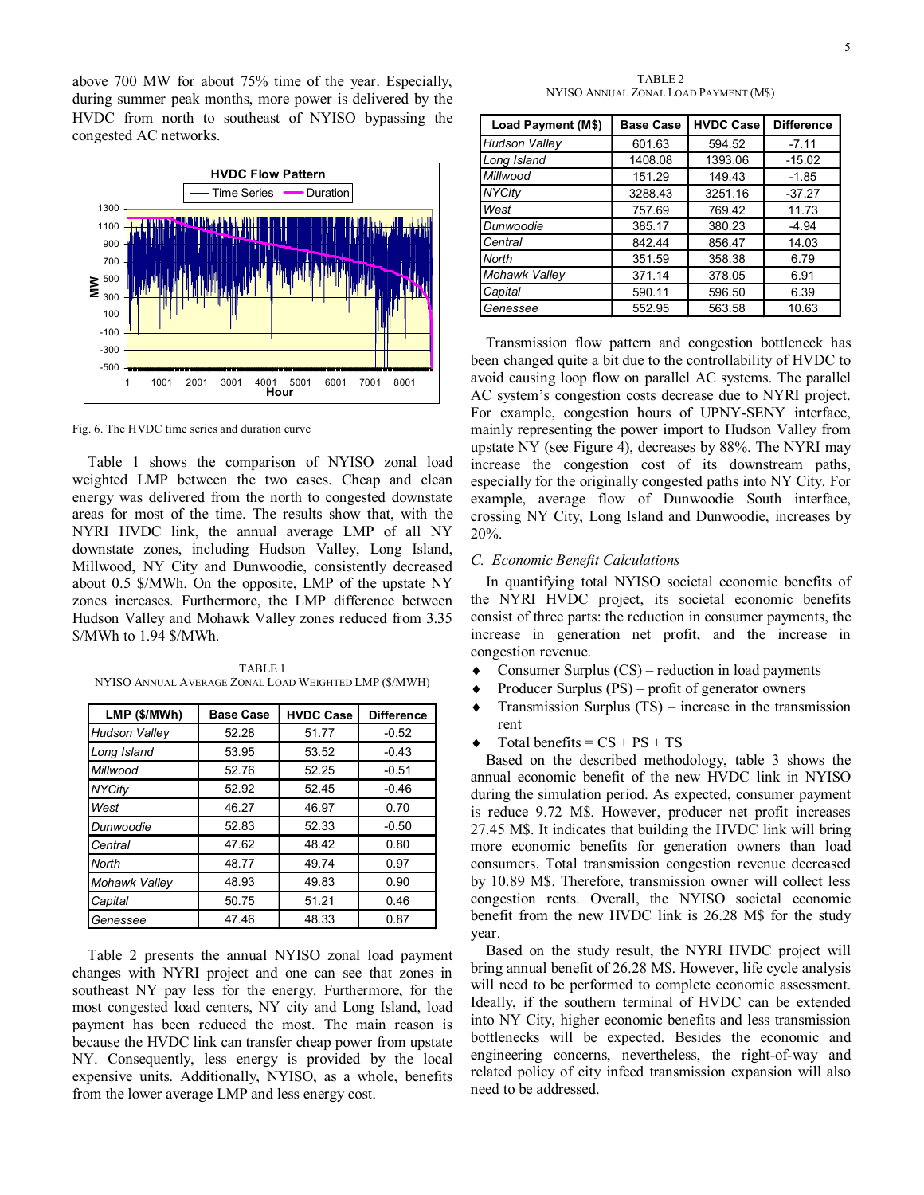above 700 MW for about 75% time of the year. Especially, during summer peak months, more power is delivered by the HVDC from north to southeast of NYISO bypassing the congested AC networks.

Fig. 6. The HVDC time series and duration curve

Table 1 shows the comparison of NYISO zonal load weighted LMP between the two cases. Cheap and clean energy was delivered from the north to congested downstate areas for most of the time. The results show that, with the NYRI HVDC link, the annual average LMP of all NY downstate zones, including Hudson Valley, Long Island, Millwood, NY City and Dunwoodie, consistently decreased about 0.5 \$/MWh. On the opposite, LMP of the upstate NY zones increases. Furthermore, the LMP difference between Hudson Valley and Mohawk Valley zones reduced from 3.35 \$/MWh to 1.94 \$/MWh.

TABLE 1
NYISO ANNUAL AVERAGE ZONAL LOAD WEIGHTED LMP (\$/MWH)

| LMP (\$/MWh) | Base Case | HVDC Case | Difference |
|---|---|---|---|
| *Hudson Valley* | 52.28 | 51.77 | -0.52 |
| *Long Island* | 53.95 | 53.52 | -0.43 |
| *Millwood* | 52.76 | 52.25 | -0.51 |
| *NYCity* | 52.92 | 52.45 | -0.46 |
| *West* | 46.27 | 46.97 | 0.70 |
| *Dunwoodie* | 52.83 | 52.33 | -0.50 |
| *Central* | 47.62 | 48.42 | 0.80 |
| *North* | 48.77 | 49.74 | 0.97 |
| *Mohawk Valley* | 48.93 | 49.83 | 0.90 |
| *Capital* | 50.75 | 51.21 | 0.46 |
| *Genessee* | 47.46 | 48.33 | 0.87 |

Table 2 presents the annual NYISO zonal load payment changes with NYRI project and one can see that zones in southeast NY pay less for the energy. Furthermore, for the most congested load centers, NY city and Long Island, load payment has been reduced the most. The main reason is because the HVDC link can transfer cheap power from upstate NY. Consequently, less energy is provided by the local expensive units. Additionally, NYISO, as a whole, benefits from the lower average LMP and less energy cost.

TABLE 2
NYISO ANNUAL ZONAL LOAD PAYMENT (M\$)

| Load Payment (M\$) | Base Case | HVDC Case | Difference |
|---|---|---|---|
| *Hudson Valley* | 601.63 | 594.52 | -7.11 |
| *Long Island* | 1408.08 | 1393.06 | -15.02 |
| *Millwood* | 151.29 | 149.43 | -1.85 |
| *NYCity* | 3288.43 | 3251.16 | -37.27 |
| *West* | 757.69 | 769.42 | 11.73 |
| *Dunwoodie* | 385.17 | 380.23 | -4.94 |
| *Central* | 842.44 | 856.47 | 14.03 |
| *North* | 351.59 | 358.38 | 6.79 |
| *Mohawk Valley* | 371.14 | 378.05 | 6.91 |
| *Capital* | 590.11 | 596.50 | 6.39 |
| *Genessee* | 552.95 | 563.58 | 10.63 |

Transmission flow pattern and congestion bottleneck has been changed quite a bit due to the controllability of HVDC to avoid causing loop flow on parallel AC systems. The parallel AC system's congestion costs decrease due to NYRI project. For example, congestion hours of UPNY-SENY interface, mainly representing the power import to Hudson Valley from upstate NY (see Figure 4), decreases by 88%. The NYRI may increase the congestion cost of its downstream paths, especially for the originally congested paths into NY City. For example, average flow of Dunwoodie South interface, crossing NY City, Long Island and Dunwoodie, increases by 20%.

### C. Economic Benefit Calculations

In quantifying total NYISO societal economic benefits of the NYRI HVDC project, its societal economic benefits consist of three parts: the reduction in consumer payments, the increase in generation net profit, and the increase in congestion revenue.

- Consumer Surplus (CS) – reduction in load payments
- Producer Surplus (PS) – profit of generator owners
- Transmission Surplus (TS) – increase in the transmission rent
- Total benefits = CS + PS + TS

Based on the described methodology, table 3 shows the annual economic benefit of the new HVDC link in NYISO during the simulation period. As expected, consumer payment is reduce 9.72 M\$. However, producer net profit increases 27.45 M\$. It indicates that building the HVDC link will bring more economic benefits for generation owners than load consumers. Total transmission congestion revenue decreased by 10.89 M\$. Therefore, transmission owner will collect less congestion rents. Overall, the NYISO societal economic benefit from the new HVDC link is 26.28 M\$ for the study year.

Based on the study result, the NYRI HVDC project will bring annual benefit of 26.28 M\$. However, life cycle analysis will need to be performed to complete economic assessment. Ideally, if the southern terminal of HVDC can be extended into NY City, higher economic benefits and less transmission bottlenecks will be expected. Besides the economic and engineering concerns, nevertheless, the right-of-way and related policy of city infeed transmission expansion will also need to be addressed.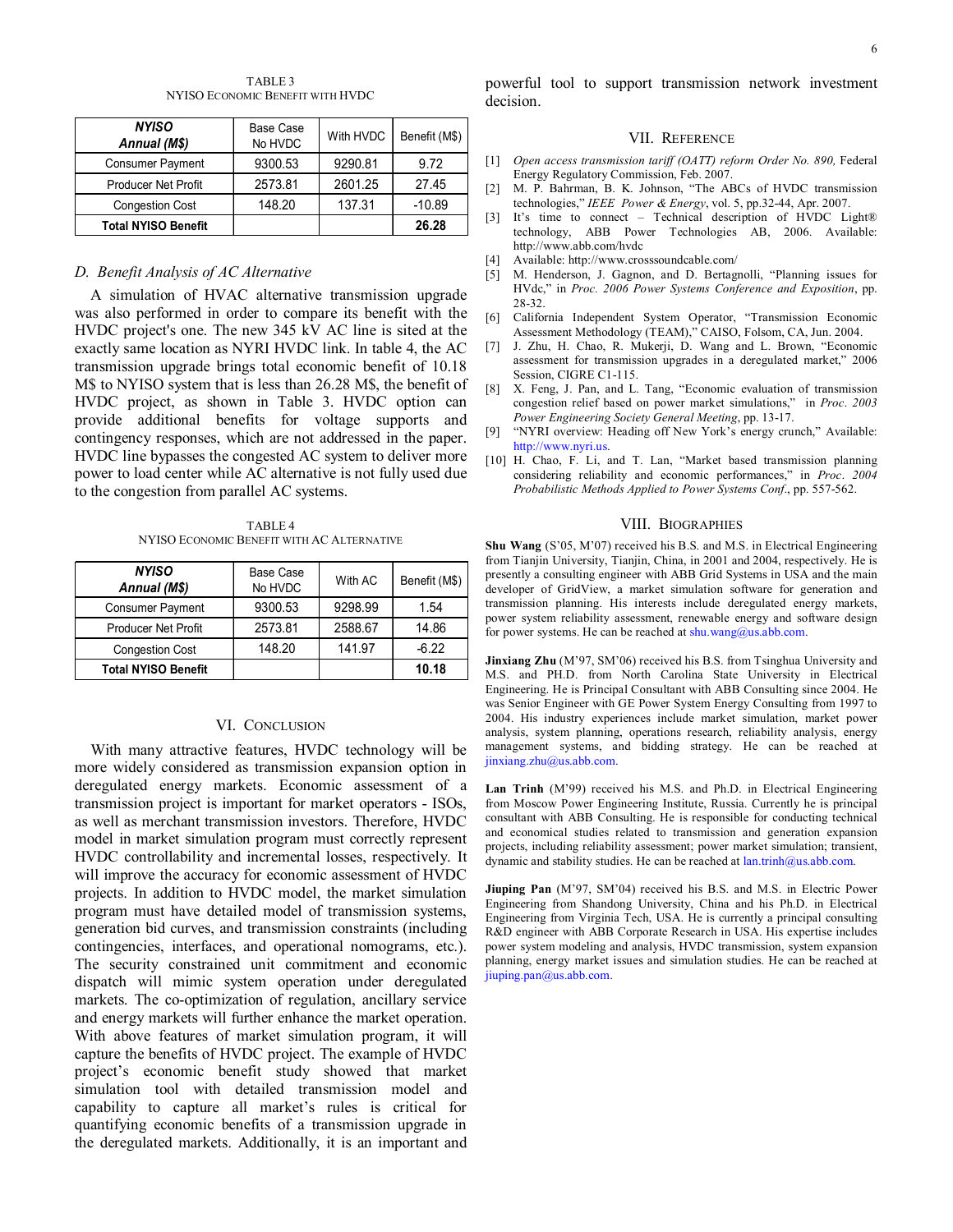TABLE 3
NYISO ECONOMIC BENEFIT WITH HVDC

| NYISO Annual (M$) | Base Case No HVDC | With HVDC | Benefit (M$) |
|---|---|---|---|
| Consumer Payment | 9300.53 | 9290.81 | 9.72 |
| Producer Net Profit | 2573.81 | 2601.25 | 27.45 |
| Congestion Cost | 148.20 | 137.31 | -10.89 |
| **Total NYISO Benefit** | | | **26.28** |

### D. Benefit Analysis of AC Alternative

A simulation of HVAC alternative transmission upgrade was also performed in order to compare its benefit with the HVDC project's one. The new 345 kV AC line is sited at the exactly same location as NYRI HVDC link. In table 4, the AC transmission upgrade brings total economic benefit of 10.18 M$ to NYISO system that is less than 26.28 M$, the benefit of HVDC project, as shown in Table 3. HVDC option can provide additional benefits for voltage supports and contingency responses, which are not addressed in the paper. HVDC line bypasses the congested AC system to deliver more power to load center while AC alternative is not fully used due to the congestion from parallel AC systems.

TABLE 4
NYISO ECONOMIC BENEFIT WITH AC ALTERNATIVE

| NYISO Annual (M$) | Base Case No HVDC | With AC | Benefit (M$) |
|---|---|---|---|
| Consumer Payment | 9300.53 | 9298.99 | 1.54 |
| Producer Net Profit | 2573.81 | 2588.67 | 14.86 |
| Congestion Cost | 148.20 | 141.97 | -6.22 |
| **Total NYISO Benefit** | | | **10.18** |

## VI. CONCLUSION

With many attractive features, HVDC technology will be more widely considered as transmission expansion option in deregulated energy markets. Economic assessment of a transmission project is important for market operators - ISOs, as well as merchant transmission investors. Therefore, HVDC model in market simulation program must correctly represent HVDC controllability and incremental losses, respectively. It will improve the accuracy for economic assessment of HVDC projects. In addition to HVDC model, the market simulation program must have detailed model of transmission systems, generation bid curves, and transmission constraints (including contingencies, interfaces, and operational nomograms, etc.). The security constrained unit commitment and economic dispatch will mimic system operation under deregulated markets. The co-optimization of regulation, ancillary service and energy markets will further enhance the market operation. With above features of market simulation program, it will capture the benefits of HVDC project. The example of HVDC project's economic benefit study showed that market simulation tool with detailed transmission model and capability to capture all market's rules is critical for quantifying economic benefits of a transmission upgrade in the deregulated markets. Additionally, it is an important and powerful tool to support transmission network investment decision.

## VII. REFERENCE

[1] *Open access transmission tariff (OATT) reform Order No. 890,* Federal Energy Regulatory Commission, Feb. 2007.
[2] M. P. Bahrman, B. K. Johnson, "The ABCs of HVDC transmission technologies," *IEEE Power & Energy*, vol. 5, pp.32-44, Apr. 2007.
[3] It's time to connect – Technical description of HVDC Light® technology, ABB Power Technologies AB, 2006. Available: http://www.abb.com/hvdc
[4] Available: http://www.crosssoundcable.com/
[5] M. Henderson, J. Gagnon, and D. Bertagnolli, "Planning issues for HVdc," in *Proc. 2006 Power Systems Conference and Exposition*, pp. 28-32.
[6] California Independent System Operator, "Transmission Economic Assessment Methodology (TEAM)," CAISO, Folsom, CA, Jun. 2004.
[7] J. Zhu, H. Chao, R. Mukerji, D. Wang and L. Brown, "Economic assessment for transmission upgrades in a deregulated market," 2006 Session, CIGRE C1-115.
[8] X. Feng, J. Pan, and L. Tang, "Economic evaluation of transmission congestion relief based on power market simulations," in *Proc. 2003 Power Engineering Society General Meeting*, pp. 13-17.
[9] "NYRI overview: Heading off New York's energy crunch," Available: http://www.nyri.us.
[10] H. Chao, F. Li, and T. Lan, "Market based transmission planning considering reliability and economic performances," in *Proc. 2004 Probabilistic Methods Applied to Power Systems Conf*., pp. 557-562.

## VIII. BIOGRAPHIES

**Shu Wang** (S'05, M'07) received his B.S. and M.S. in Electrical Engineering from Tianjin University, Tianjin, China, in 2001 and 2004, respectively. He is presently a consulting engineer with ABB Grid Systems in USA and the main developer of GridView, a market simulation software for generation and transmission planning. His interests include deregulated energy markets, power system reliability assessment, renewable energy and software design for power systems. He can be reached at shu.wang@us.abb.com.

**Jinxiang Zhu** (M'97, SM'06) received his B.S. from Tsinghua University and M.S. and PH.D. from North Carolina State University in Electrical Engineering. He is Principal Consultant with ABB Consulting since 2004. He was Senior Engineer with GE Power System Energy Consulting from 1997 to 2004. His industry experiences include market simulation, market power analysis, system planning, operations research, reliability analysis, energy management systems, and bidding strategy. He can be reached at jinxiang.zhu@us.abb.com.

**Lan Trinh** (M'99) received his M.S. and Ph.D. in Electrical Engineering from Moscow Power Engineering Institute, Russia. Currently he is principal consultant with ABB Consulting. He is responsible for conducting technical and economical studies related to transmission and generation expansion projects, including reliability assessment; power market simulation; transient, dynamic and stability studies. He can be reached at lan.trinh@us.abb.com.

**Jiuping Pan** (M'97, SM'04) received his B.S. and M.S. in Electric Power Engineering from Shandong University, China and his Ph.D. in Electrical Engineering from Virginia Tech, USA. He is currently a principal consulting R&D engineer with ABB Corporate Research in USA. His expertise includes power system modeling and analysis, HVDC transmission, system expansion planning, energy market issues and simulation studies. He can be reached at jiuping.pan@us.abb.com.